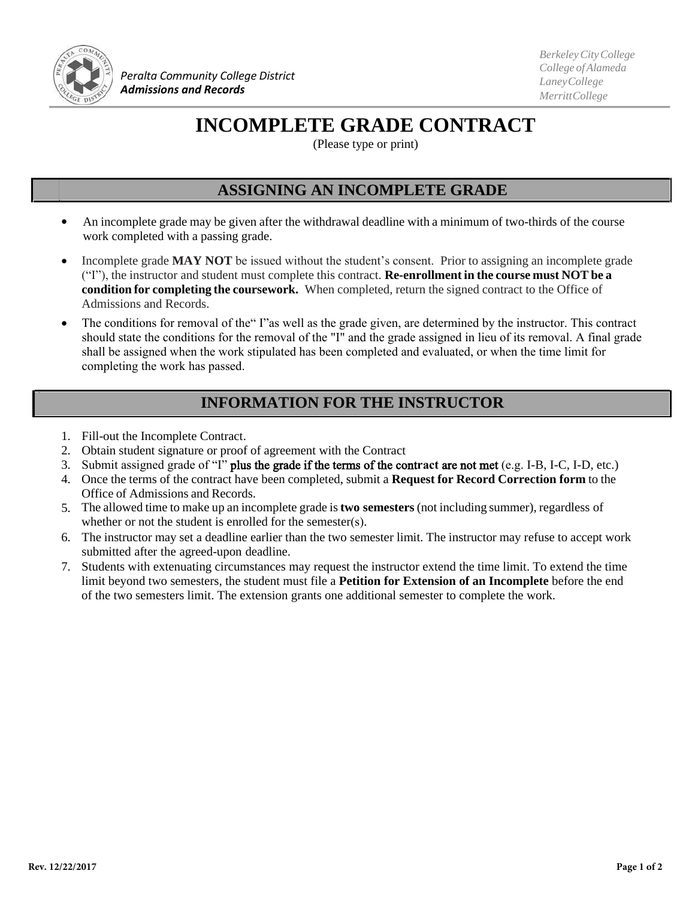Peralta Community College District
**Admissions and Records**

*Berkeley City College*
*College of Alameda*
*Laney College*
*Merritt College*

# INCOMPLETE GRADE CONTRACT

(Please type or print)

## ASSIGNING AN INCOMPLETE GRADE

- An incomplete grade may be given after the withdrawal deadline with a minimum of two-thirds of the course work completed with a passing grade.
- Incomplete grade **MAY NOT** be issued without the student's consent. Prior to assigning an incomplete grade ("I"), the instructor and student must complete this contract. **Re-enrollment in the course must NOT be a condition for completing the coursework.** When completed, return the signed contract to the Office of Admissions and Records.
- The conditions for removal of the" I"as well as the grade given, are determined by the instructor. This contract should state the conditions for the removal of the "I" and the grade assigned in lieu of its removal. A final grade shall be assigned when the work stipulated has been completed and evaluated, or when the time limit for completing the work has passed.

## INFORMATION FOR THE INSTRUCTOR

1. Fill-out the Incomplete Contract.
2. Obtain student signature or proof of agreement with the Contract
3. Submit assigned grade of "I" **plus the grade if the terms of the contract are not met** (e.g. I-B, I-C, I-D, etc.)
4. Once the terms of the contract have been completed, submit a **Request for Record Correction form** to the Office of Admissions and Records.
5. The allowed time to make up an incomplete grade is **two semesters** (not including summer), regardless of whether or not the student is enrolled for the semester(s).
6. The instructor may set a deadline earlier than the two semester limit. The instructor may refuse to accept work submitted after the agreed-upon deadline.
7. Students with extenuating circumstances may request the instructor extend the time limit. To extend the time limit beyond two semesters, the student must file a **Petition for Extension of an Incomplete** before the end of the two semesters limit. The extension grants one additional semester to complete the work.

Rev. 12/22/2017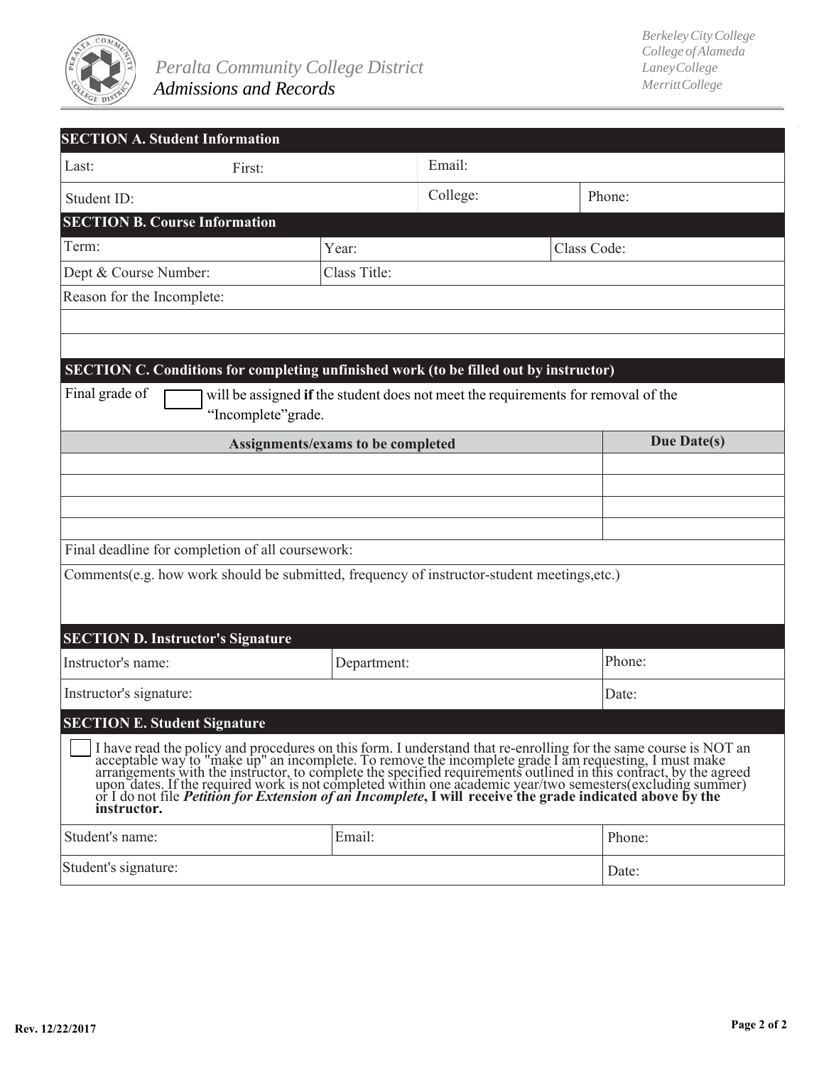Peralta Community College District
*Admissions and Records*

*Berkeley City College*
*College of Alameda*
*Laney College*
*Merritt College*

## SECTION A. Student Information

| | | | |
|---|---|---|---|
| Last: | First: | Email: | |
| Student ID: | | College: | Phone: |

## SECTION B. Course Information

| | | |
|---|---|---|
| Term: | Year: | Class Code: |
| Dept & Course Number: | Class Title: | |

Reason for the Incomplete:

## SECTION C. Conditions for completing unfinished work (to be filled out by instructor)

Final grade of ☐ will be assigned **if** the student does not meet the requirements for removal of the "Incomplete"grade.

| Assignments/exams to be completed | Due Date(s) |
|---|---|
| | |
| | |
| | |
| | |

Final deadline for completion of all coursework:

Comments(e.g. how work should be submitted, frequency of instructor-student meetings,etc.)

## SECTION D. Instructor's Signature

| | | |
|---|---|---|
| Instructor's name: | Department: | Phone: |
| Instructor's signature: | | Date: |

## SECTION E. Student Signature

☐ I have read the policy and procedures on this form. I understand that re-enrolling for the same course is NOT an acceptable way to "make up" an incomplete. To remove the incomplete grade I am requesting, I must make arrangements with the instructor, to complete the specified requirements outlined in this contract, by the agreed upon dates. If the required work is not completed within one academic year/two semesters(excluding summer) or I do not file ***Petition for Extension of an Incomplete*****, I will receive the grade indicated above by the instructor.**

| | | |
|---|---|---|
| Student's name: | Email: | Phone: |
| Student's signature: | | Date: |

Rev. 12/22/2017